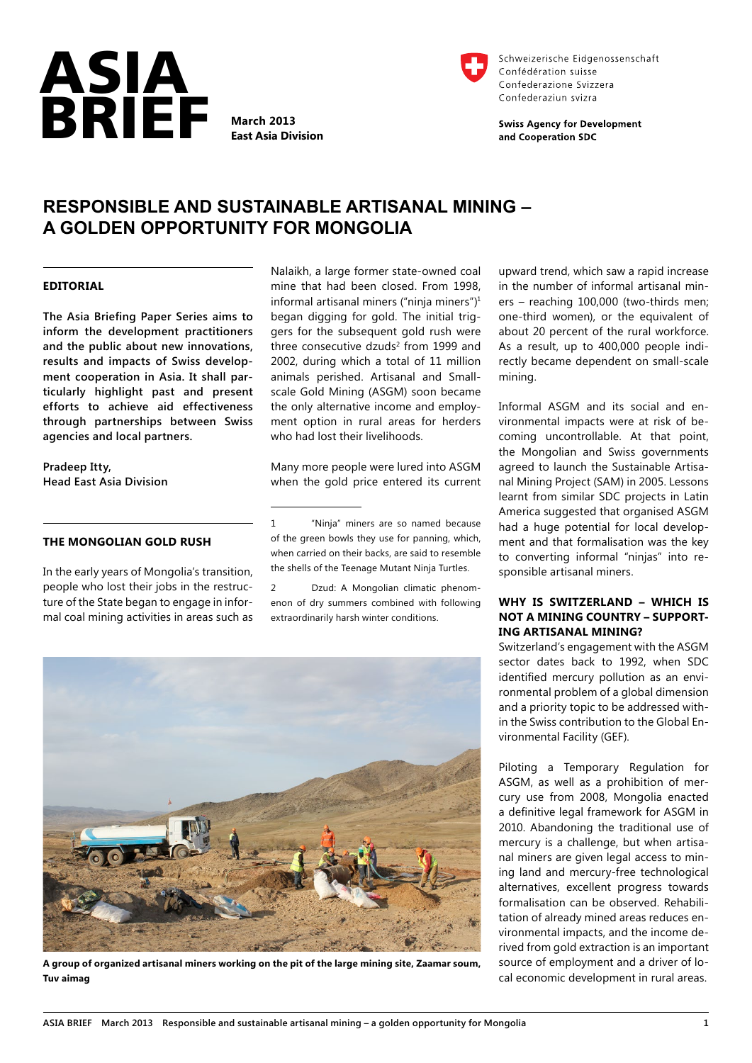# ASIA BRIEF

**March 2013**
**East Asia Division**

Schweizerische Eidgenossenschaft
Confédération suisse
Confederazione Svizzera
Confederaziun svizra

**Swiss Agency for Development and Cooperation SDC**

# RESPONSIBLE AND SUSTAINABLE ARTISANAL MINING – A GOLDEN OPPORTUNITY FOR MONGOLIA

## EDITORIAL

**The Asia Briefing Paper Series aims to inform the development practitioners and the public about new innovations, results and impacts of Swiss development cooperation in Asia. It shall particularly highlight past and present efforts to achieve aid effectiveness through partnerships between Swiss agencies and local partners.**

**Pradeep Itty,**
**Head East Asia Division**

## THE MONGOLIAN GOLD RUSH

In the early years of Mongolia's transition, people who lost their jobs in the restructure of the State began to engage in informal coal mining activities in areas such as Nalaikh, a large former state-owned coal mine that had been closed. From 1998, informal artisanal miners ("ninja miners")[1] began digging for gold. The initial triggers for the subsequent gold rush were three consecutive dzuds[2] from 1999 and 2002, during which a total of 11 million animals perished. Artisanal and Small-scale Gold Mining (ASGM) soon became the only alternative income and employment option in rural areas for herders who had lost their livelihoods.

Many more people were lured into ASGM when the gold price entered its current upward trend, which saw a rapid increase in the number of informal artisanal miners – reaching 100,000 (two-thirds men; one-third women), or the equivalent of about 20 percent of the rural workforce. As a result, up to 400,000 people indirectly became dependent on small-scale mining.

Informal ASGM and its social and environmental impacts were at risk of becoming uncontrollable. At that point, the Mongolian and Swiss governments agreed to launch the Sustainable Artisanal Mining Project (SAM) in 2005. Lessons learnt from similar SDC projects in Latin America suggested that organised ASGM had a huge potential for local development and that formalisation was the key to converting informal "ninjas" into responsible artisanal miners.

**A group of organized artisanal miners working on the pit of the large mining site, Zaamar soum, Tuv aimag**

### WHY IS SWITZERLAND – WHICH IS NOT A MINING COUNTRY – SUPPORTING ARTISANAL MINING?

Switzerland's engagement with the ASGM sector dates back to 1992, when SDC identified mercury pollution as an environmental problem of a global dimension and a priority topic to be addressed within the Swiss contribution to the Global Environmental Facility (GEF).

Piloting a Temporary Regulation for ASGM, as well as a prohibition of mercury use from 2008, Mongolia enacted a definitive legal framework for ASGM in 2010. Abandoning the traditional use of mercury is a challenge, but when artisanal miners are given legal access to mining land and mercury-free technological alternatives, excellent progress towards formalisation can be observed. Rehabilitation of already mined areas reduces environmental impacts, and the income derived from gold extraction is an important source of employment and a driver of local economic development in rural areas.

---

1 "Ninja" miners are so named because of the green bowls they use for panning, which, when carried on their backs, are said to resemble the shells of the Teenage Mutant Ninja Turtles.

2 Dzud: A Mongolian climatic phenomenon of dry summers combined with following extraordinarily harsh winter conditions.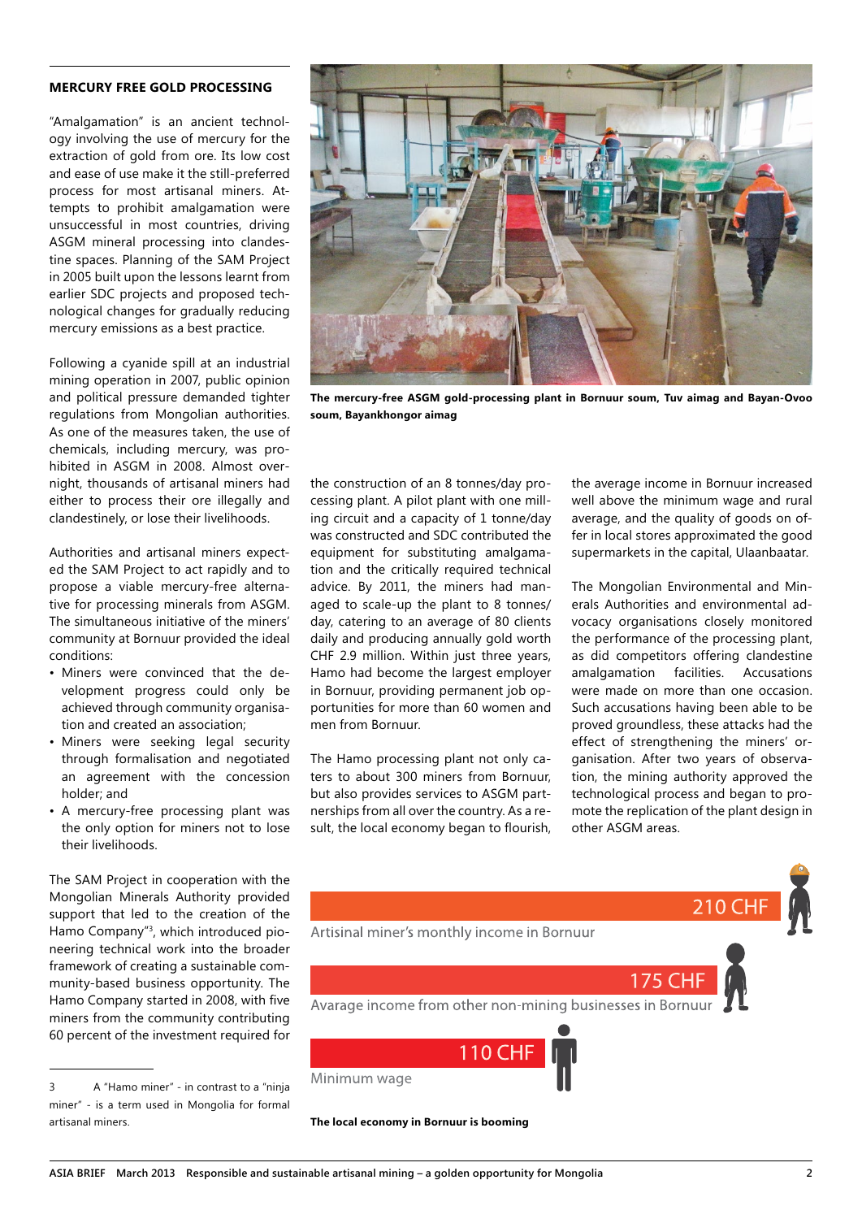## MERCURY FREE GOLD PROCESSING

"Amalgamation" is an ancient technology involving the use of mercury for the extraction of gold from ore. Its low cost and ease of use make it the still-preferred process for most artisanal miners. Attempts to prohibit amalgamation were unsuccessful in most countries, driving ASGM mineral processing into clandestine spaces. Planning of the SAM Project in 2005 built upon the lessons learnt from earlier SDC projects and proposed technological changes for gradually reducing mercury emissions as a best practice.

Following a cyanide spill at an industrial mining operation in 2007, public opinion and political pressure demanded tighter regulations from Mongolian authorities. As one of the measures taken, the use of chemicals, including mercury, was prohibited in ASGM in 2008. Almost overnight, thousands of artisanal miners had either to process their ore illegally and clandestinely, or lose their livelihoods.

Authorities and artisanal miners expected the SAM Project to act rapidly and to propose a viable mercury-free alternative for processing minerals from ASGM. The simultaneous initiative of the miners' community at Bornuur provided the ideal conditions:

- Miners were convinced that the development progress could only be achieved through community organisation and created an association;
- Miners were seeking legal security through formalisation and negotiated an agreement with the concession holder; and
- A mercury-free processing plant was the only option for miners not to lose their livelihoods.

The SAM Project in cooperation with the Mongolian Minerals Authority provided support that led to the creation of the Hamo Company"[3], which introduced pioneering technical work into the broader framework of creating a sustainable community-based business opportunity. The Hamo Company started in 2008, with five miners from the community contributing 60 percent of the investment required for the construction of an 8 tonnes/day processing plant. A pilot plant with one milling circuit and a capacity of 1 tonne/day was constructed and SDC contributed the equipment for substituting amalgamation and the critically required technical advice. By 2011, the miners had managed to scale-up the plant to 8 tonnes/day, catering to an average of 80 clients daily and producing annually gold worth CHF 2.9 million. Within just three years, Hamo had become the largest employer in Bornuur, providing permanent job opportunities for more than 60 women and men from Bornuur.

The mercury-free ASGM gold-processing plant in Bornuur soum, Tuv aimag and Bayan-Ovoo soum, Bayankhongor aimag

The Hamo processing plant not only caters to about 300 miners from Bornuur, but also provides services to ASGM partnerships from all over the country. As a result, the local economy began to flourish, the average income in Bornuur increased well above the minimum wage and rural average, and the quality of goods on offer in local stores approximated the good supermarkets in the capital, Ulaanbaatar.

The Mongolian Environmental and Minerals Authorities and environmental advocacy organisations closely monitored the performance of the processing plant, as did competitors offering clandestine amalgamation facilities. Accusations were made on more than one occasion. Such accusations having been able to be proved groundless, these attacks had the effect of strengthening the miners' organisation. After two years of observation, the mining authority approved the technological process and began to promote the replication of the plant design in other ASGM areas.

| | |
|---|---|
| Artisinal miner's monthly income in Bornuur | 210 CHF |
| Avarage income from other non-mining businesses in Bornuur | 175 CHF |
| Minimum wage | 110 CHF |

The local economy in Bornuur is booming

[3] A "Hamo miner" - in contrast to a "ninja miner" - is a term used in Mongolia for formal artisanal miners.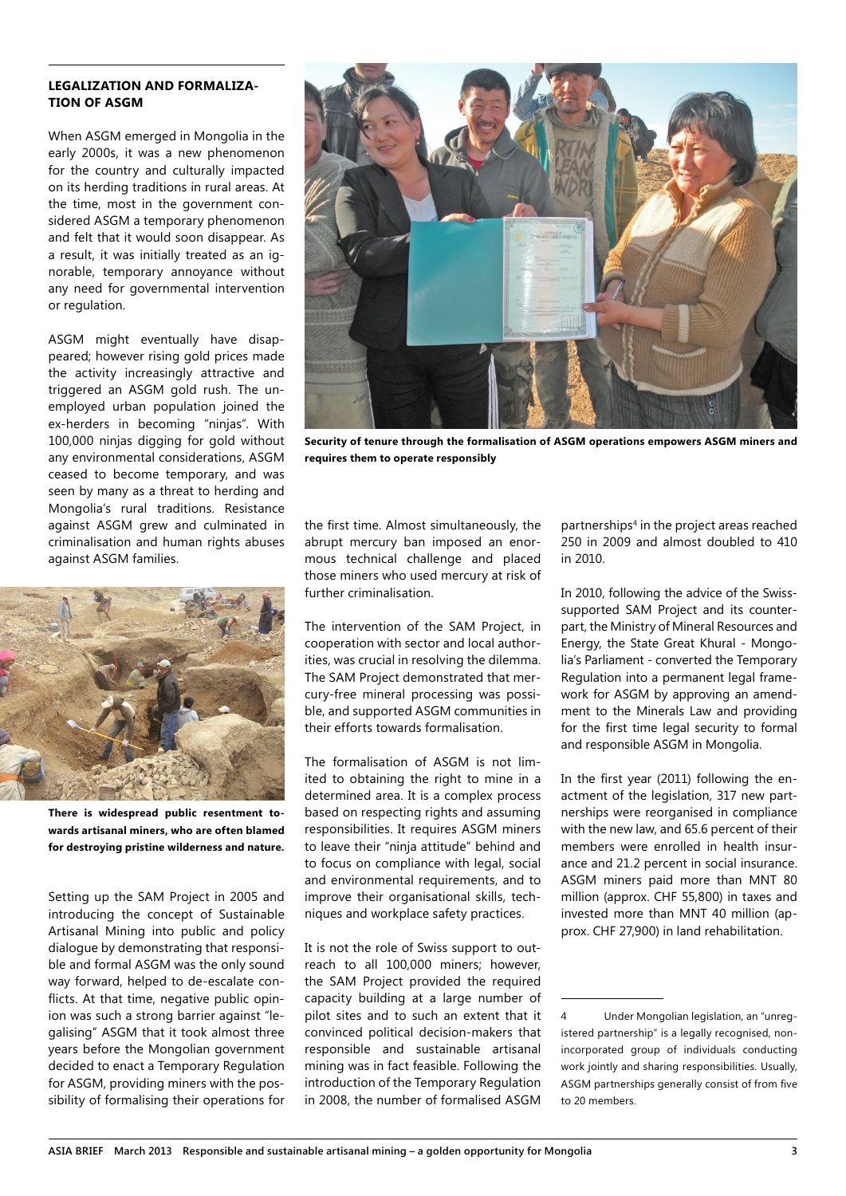## LEGALIZATION AND FORMALIZATION OF ASGM

When ASGM emerged in Mongolia in the early 2000s, it was a new phenomenon for the country and culturally impacted on its herding traditions in rural areas. At the time, most in the government considered ASGM a temporary phenomenon and felt that it would soon disappear. As a result, it was initially treated as an ignorable, temporary annoyance without any need for governmental intervention or regulation.

ASGM might eventually have disappeared; however rising gold prices made the activity increasingly attractive and triggered an ASGM gold rush. The unemployed urban population joined the ex-herders in becoming "ninjas". With 100,000 ninjas digging for gold without any environmental considerations, ASGM ceased to be temporary, and was seen by many as a threat to herding and Mongolia's rural traditions. Resistance against ASGM grew and culminated in criminalisation and human rights abuses against ASGM families.

**There is widespread public resentment towards artisanal miners, who are often blamed for destroying pristine wilderness and nature.**

Setting up the SAM Project in 2005 and introducing the concept of Sustainable Artisanal Mining into public and policy dialogue by demonstrating that responsible and formal ASGM was the only sound way forward, helped to de-escalate conflicts. At that time, negative public opinion was such a strong barrier against "legalising" ASGM that it took almost three years before the Mongolian government decided to enact a Temporary Regulation for ASGM, providing miners with the possibility of formalising their operations for the first time. Almost simultaneously, the abrupt mercury ban imposed an enormous technical challenge and placed those miners who used mercury at risk of further criminalisation.

**Security of tenure through the formalisation of ASGM operations empowers ASGM miners and requires them to operate responsibly**

The intervention of the SAM Project, in cooperation with sector and local authorities, was crucial in resolving the dilemma. The SAM Project demonstrated that mercury-free mineral processing was possible, and supported ASGM communities in their efforts towards formalisation.

The formalisation of ASGM is not limited to obtaining the right to mine in a determined area. It is a complex process based on respecting rights and assuming responsibilities. It requires ASGM miners to leave their "ninja attitude" behind and to focus on compliance with legal, social and environmental requirements, and to improve their organisational skills, techniques and workplace safety practices.

It is not the role of Swiss support to outreach to all 100,000 miners; however, the SAM Project provided the required capacity building at a large number of pilot sites and to such an extent that it convinced political decision-makers that responsible and sustainable artisanal mining was in fact feasible. Following the introduction of the Temporary Regulation in 2008, the number of formalised ASGM partnerships[4] in the project areas reached 250 in 2009 and almost doubled to 410 in 2010.

In 2010, following the advice of the Swiss-supported SAM Project and its counterpart, the Ministry of Mineral Resources and Energy, the State Great Khural - Mongolia's Parliament - converted the Temporary Regulation into a permanent legal framework for ASGM by approving an amendment to the Minerals Law and providing for the first time legal security to formal and responsible ASGM in Mongolia.

In the first year (2011) following the enactment of the legislation, 317 new partnerships were reorganised in compliance with the new law, and 65.6 percent of their members were enrolled in health insurance and 21.2 percent in social insurance. ASGM miners paid more than MNT 80 million (approx. CHF 55,800) in taxes and invested more than MNT 40 million (approx. CHF 27,900) in land rehabilitation.

---

[4] Under Mongolian legislation, an "unregistered partnership" is a legally recognised, non-incorporated group of individuals conducting work jointly and sharing responsibilities. Usually, ASGM partnerships generally consist of from five to 20 members.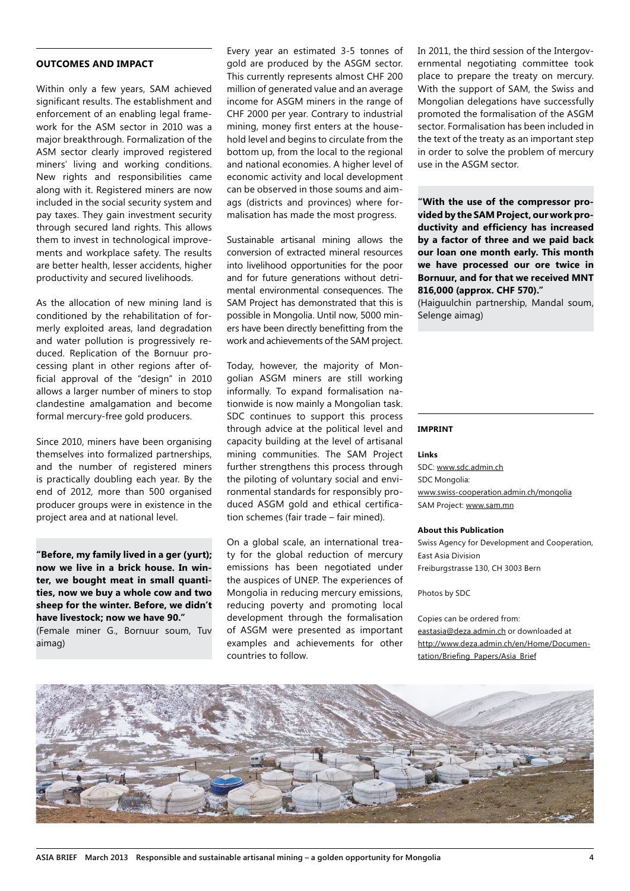## OUTCOMES AND IMPACT

Within only a few years, SAM achieved significant results. The establishment and enforcement of an enabling legal framework for the ASM sector in 2010 was a major breakthrough. Formalization of the ASM sector clearly improved registered miners' living and working conditions. New rights and responsibilities came along with it. Registered miners are now included in the social security system and pay taxes. They gain investment security through secured land rights. This allows them to invest in technological improvements and workplace safety. The results are better health, lesser accidents, higher productivity and secured livelihoods.

As the allocation of new mining land is conditioned by the rehabilitation of formerly exploited areas, land degradation and water pollution is progressively reduced. Replication of the Bornuur processing plant in other regions after official approval of the "design" in 2010 allows a larger number of miners to stop clandestine amalgamation and become formal mercury-free gold producers.

Since 2010, miners have been organising themselves into formalized partnerships, and the number of registered miners is practically doubling each year. By the end of 2012, more than 500 organised producer groups were in existence in the project area and at national level.

**"Before, my family lived in a ger (yurt); now we live in a brick house. In winter, we bought meat in small quantities, now we buy a whole cow and two sheep for the winter. Before, we didn't have livestock; now we have 90."**
(Female miner G., Bornuur soum, Tuv aimag)

Every year an estimated 3-5 tonnes of gold are produced by the ASGM sector. This currently represents almost CHF 200 million of generated value and an average income for ASGM miners in the range of CHF 2000 per year. Contrary to industrial mining, money first enters at the household level and begins to circulate from the bottom up, from the local to the regional and national economies. A higher level of economic activity and local development can be observed in those soums and aimags (districts and provinces) where formalisation has made the most progress.

Sustainable artisanal mining allows the conversion of extracted mineral resources into livelihood opportunities for the poor and for future generations without detrimental environmental consequences. The SAM Project has demonstrated that this is possible in Mongolia. Until now, 5000 miners have been directly benefitting from the work and achievements of the SAM project.

Today, however, the majority of Mongolian ASGM miners are still working informally. To expand formalisation nationwide is now mainly a Mongolian task. SDC continues to support this process through advice at the political level and capacity building at the level of artisanal mining communities. The SAM Project further strengthens this process through the piloting of voluntary social and environmental standards for responsibly produced ASGM gold and ethical certification schemes (fair trade – fair mined).

On a global scale, an international treaty for the global reduction of mercury emissions has been negotiated under the auspices of UNEP. The experiences of Mongolia in reducing mercury emissions, reducing poverty and promoting local development through the formalisation of ASGM were presented as important examples and achievements for other countries to follow.

In 2011, the third session of the Intergovernmental negotiating committee took place to prepare the treaty on mercury. With the support of SAM, the Swiss and Mongolian delegations have successfully promoted the formalisation of the ASGM sector. Formalisation has been included in the text of the treaty as an important step in order to solve the problem of mercury use in the ASGM sector.

**"With the use of the compressor provided by the SAM Project, our work productivity and efficiency has increased by a factor of three and we paid back our loan one month early. This month we have processed our ore twice in Bornuur, and for that we received MNT 816,000 (approx. CHF 570)."**
(Haiguulchin partnership, Mandal soum, Selenge aimag)

## IMPRINT

**Links**
SDC: www.sdc.admin.ch
SDC Mongolia: www.swiss-cooperation.admin.ch/mongolia
SAM Project: www.sam.mn

**About this Publication**
Swiss Agency for Development and Cooperation, East Asia Division
Freiburgstrasse 130, CH 3003 Bern

Photos by SDC

Copies can be ordered from: eastasia@deza.admin.ch or downloaded at http://www.deza.admin.ch/en/Home/Documentation/Briefing_Papers/Asia_Brief